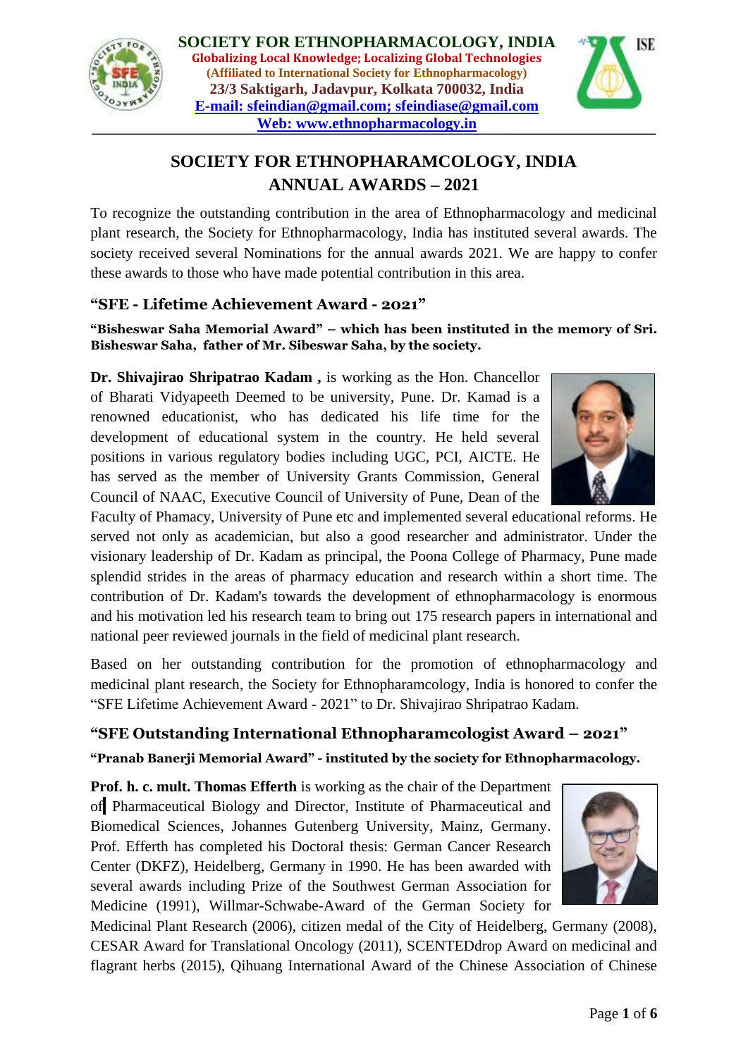**SOCIETY FOR ETHNOPHARMACOLOGY, INDIA**
**Globalizing Local Knowledge; Localizing Global Technologies**
**(Affiliated to International Society for Ethnopharmacology)**
**23/3 Saktigarh, Jadavpur, Kolkata 700032, India**
**E-mail: sfeindian@gmail.com; sfeindiase@gmail.com**
**Web: www.ethnopharmacology.in**

# SOCIETY FOR ETHNOPHARAMCOLOGY, INDIA ANNUAL AWARDS – 2021

To recognize the outstanding contribution in the area of Ethnopharmacology and medicinal plant research, the Society for Ethnopharmacology, India has instituted several awards. The society received several Nominations for the annual awards 2021. We are happy to confer these awards to those who have made potential contribution in this area.

## "SFE - Lifetime Achievement Award - 2021"

**"Bisheswar Saha Memorial Award" – which has been instituted in the memory of Sri. Bisheswar Saha, father of Mr. Sibeswar Saha, by the society.**

**Dr. Shivajirao Shripatrao Kadam ,** is working as the Hon. Chancellor of Bharati Vidyapeeth Deemed to be university, Pune. Dr. Kamad is a renowned educationist, who has dedicated his life time for the development of educational system in the country. He held several positions in various regulatory bodies including UGC, PCI, AICTE. He has served as the member of University Grants Commission, General Council of NAAC, Executive Council of University of Pune, Dean of the Faculty of Phamacy, University of Pune etc and implemented several educational reforms. He served not only as academician, but also a good researcher and administrator. Under the visionary leadership of Dr. Kadam as principal, the Poona College of Pharmacy, Pune made splendid strides in the areas of pharmacy education and research within a short time. The contribution of Dr. Kadam's towards the development of ethnopharmacology is enormous and his motivation led his research team to bring out 175 research papers in international and national peer reviewed journals in the field of medicinal plant research.

Based on her outstanding contribution for the promotion of ethnopharmacology and medicinal plant research, the Society for Ethnopharamcology, India is honored to confer the "SFE Lifetime Achievement Award - 2021" to Dr. Shivajirao Shripatrao Kadam.

## "SFE Outstanding International Ethnopharamcologist Award – 2021"

**"Pranab Banerji Memorial Award" - instituted by the society for Ethnopharmacology.**

**Prof. h. c. mult. Thomas Efferth** is working as the chair of the Department of Pharmaceutical Biology and Director, Institute of Pharmaceutical and Biomedical Sciences, Johannes Gutenberg University, Mainz, Germany. Prof. Efferth has completed his Doctoral thesis: German Cancer Research Center (DKFZ), Heidelberg, Germany in 1990. He has been awarded with several awards including Prize of the Southwest German Association for Medicine (1991), Willmar-Schwabe-Award of the German Society for Medicinal Plant Research (2006), citizen medal of the City of Heidelberg, Germany (2008), CESAR Award for Translational Oncology (2011), SCENTEDdrop Award on medicinal and flagrant herbs (2015), Qihuang International Award of the Chinese Association of Chinese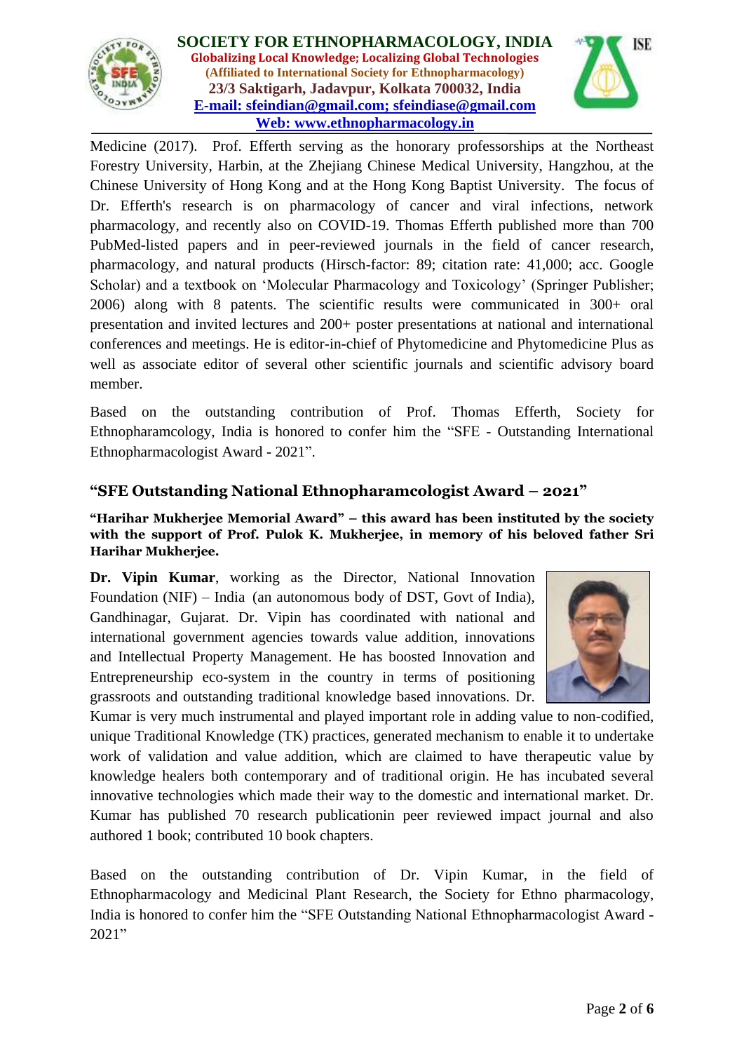Medicine (2017). Prof. Efferth serving as the honorary professorships at the Northeast Forestry University, Harbin, at the Zhejiang Chinese Medical University, Hangzhou, at the Chinese University of Hong Kong and at the Hong Kong Baptist University. The focus of Dr. Efferth's research is on pharmacology of cancer and viral infections, network pharmacology, and recently also on COVID-19. Thomas Efferth published more than 700 PubMed-listed papers and in peer-reviewed journals in the field of cancer research, pharmacology, and natural products (Hirsch-factor: 89; citation rate: 41,000; acc. Google Scholar) and a textbook on 'Molecular Pharmacology and Toxicology' (Springer Publisher; 2006) along with 8 patents. The scientific results were communicated in 300+ oral presentation and invited lectures and 200+ poster presentations at national and international conferences and meetings. He is editor-in-chief of Phytomedicine and Phytomedicine Plus as well as associate editor of several other scientific journals and scientific advisory board member.

Based on the outstanding contribution of Prof. Thomas Efferth, Society for Ethnopharamcology, India is honored to confer him the "SFE - Outstanding International Ethnopharmacologist Award - 2021".

## "SFE Outstanding National Ethnopharamcologist Award – 2021"

**"Harihar Mukherjee Memorial Award" – this award has been instituted by the society with the support of Prof. Pulok K. Mukherjee, in memory of his beloved father Sri Harihar Mukherjee.**

**Dr. Vipin Kumar**, working as the Director, National Innovation Foundation (NIF) – India (an autonomous body of DST, Govt of India), Gandhinagar, Gujarat. Dr. Vipin has coordinated with national and international government agencies towards value addition, innovations and Intellectual Property Management. He has boosted Innovation and Entrepreneurship eco-system in the country in terms of positioning grassroots and outstanding traditional knowledge based innovations. Dr. Kumar is very much instrumental and played important role in adding value to non-codified, unique Traditional Knowledge (TK) practices, generated mechanism to enable it to undertake work of validation and value addition, which are claimed to have therapeutic value by knowledge healers both contemporary and of traditional origin. He has incubated several innovative technologies which made their way to the domestic and international market. Dr. Kumar has published 70 research publicationin peer reviewed impact journal and also authored 1 book; contributed 10 book chapters.

Based on the outstanding contribution of Dr. Vipin Kumar, in the field of Ethnopharmacology and Medicinal Plant Research, the Society for Ethno pharmacology, India is honored to confer him the "SFE Outstanding National Ethnopharmacologist Award - 2021"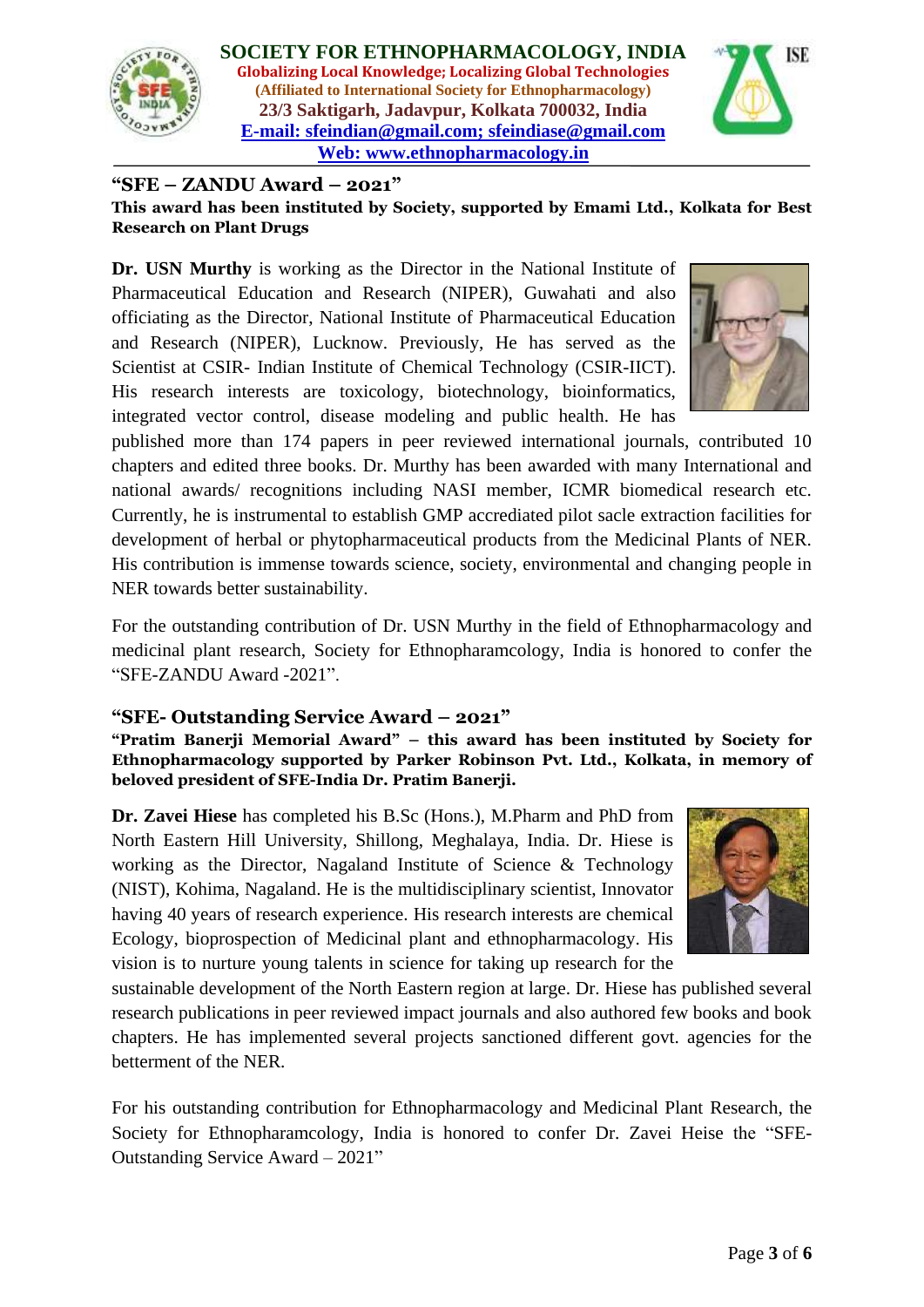**SOCIETY FOR ETHNOPHARMACOLOGY, INDIA**
**Globalizing Local Knowledge; Localizing Global Technologies**
**(Affiliated to International Society for Ethnopharmacology)**
**23/3 Saktigarh, Jadavpur, Kolkata 700032, India**
**E-mail: sfeindian@gmail.com; sfeindiase@gmail.com**
**Web: www.ethnopharmacology.in**

## "SFE – ZANDU Award – 2021"

**This award has been instituted by Society, supported by Emami Ltd., Kolkata for Best Research on Plant Drugs**

**Dr. USN Murthy** is working as the Director in the National Institute of Pharmaceutical Education and Research (NIPER), Guwahati and also officiating as the Director, National Institute of Pharmaceutical Education and Research (NIPER), Lucknow. Previously, He has served as the Scientist at CSIR- Indian Institute of Chemical Technology (CSIR-IICT). His research interests are toxicology, biotechnology, bioinformatics, integrated vector control, disease modeling and public health. He has published more than 174 papers in peer reviewed international journals, contributed 10 chapters and edited three books. Dr. Murthy has been awarded with many International and national awards/ recognitions including NASI member, ICMR biomedical research etc. Currently, he is instrumental to establish GMP accrediated pilot sacle extraction facilities for development of herbal or phytopharmaceutical products from the Medicinal Plants of NER. His contribution is immense towards science, society, environmental and changing people in NER towards better sustainability.

For the outstanding contribution of Dr. USN Murthy in the field of Ethnopharmacology and medicinal plant research, Society for Ethnopharamcology, India is honored to confer the "SFE-ZANDU Award -2021".

## "SFE- Outstanding Service Award – 2021"

**"Pratim Banerji Memorial Award" – this award has been instituted by Society for Ethnopharmacology supported by Parker Robinson Pvt. Ltd., Kolkata, in memory of beloved president of SFE-India Dr. Pratim Banerji.**

**Dr. Zavei Hiese** has completed his B.Sc (Hons.), M.Pharm and PhD from North Eastern Hill University, Shillong, Meghalaya, India. Dr. Hiese is working as the Director, Nagaland Institute of Science & Technology (NIST), Kohima, Nagaland. He is the multidisciplinary scientist, Innovator having 40 years of research experience. His research interests are chemical Ecology, bioprospection of Medicinal plant and ethnopharmacology. His vision is to nurture young talents in science for taking up research for the sustainable development of the North Eastern region at large. Dr. Hiese has published several research publications in peer reviewed impact journals and also authored few books and book chapters. He has implemented several projects sanctioned different govt. agencies for the betterment of the NER.

For his outstanding contribution for Ethnopharmacology and Medicinal Plant Research, the Society for Ethnopharamcology, India is honored to confer Dr. Zavei Heise the "SFE-Outstanding Service Award – 2021"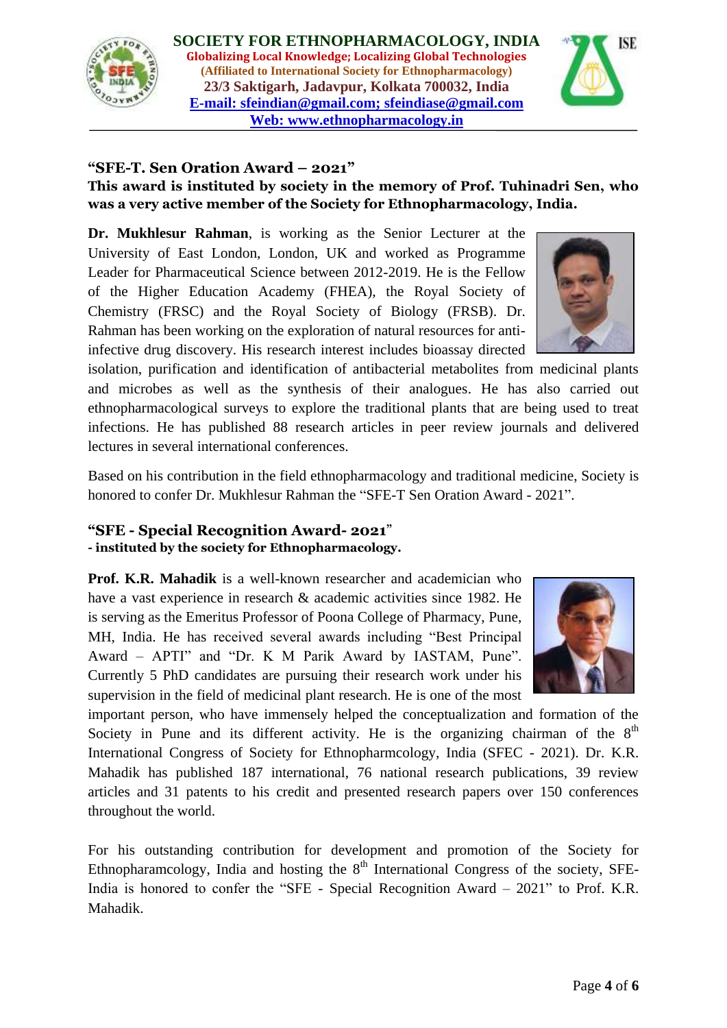SOCIETY FOR ETHNOPHARMACOLOGY, INDIA
Globalizing Local Knowledge; Localizing Global Technologies
(Affiliated to International Society for Ethnopharmacology)
23/3 Saktigarh, Jadavpur, Kolkata 700032, India
E-mail: sfeindian@gmail.com; sfeindiase@gmail.com
Web: www.ethnopharmacology.in

## "SFE-T. Sen Oration Award – 2021"

**This award is instituted by society in the memory of Prof. Tuhinadri Sen, who was a very active member of the Society for Ethnopharmacology, India.**

**Dr. Mukhlesur Rahman**, is working as the Senior Lecturer at the University of East London, London, UK and worked as Programme Leader for Pharmaceutical Science between 2012-2019. He is the Fellow of the Higher Education Academy (FHEA), the Royal Society of Chemistry (FRSC) and the Royal Society of Biology (FRSB). Dr. Rahman has been working on the exploration of natural resources for anti-infective drug discovery. His research interest includes bioassay directed isolation, purification and identification of antibacterial metabolites from medicinal plants and microbes as well as the synthesis of their analogues. He has also carried out ethnopharmacological surveys to explore the traditional plants that are being used to treat infections. He has published 88 research articles in peer review journals and delivered lectures in several international conferences.

Based on his contribution in the field ethnopharmacology and traditional medicine, Society is honored to confer Dr. Mukhlesur Rahman the "SFE-T Sen Oration Award - 2021".

## "SFE - Special Recognition Award- 2021"

**- instituted by the society for Ethnopharmacology.**

**Prof. K.R. Mahadik** is a well-known researcher and academician who have a vast experience in research & academic activities since 1982. He is serving as the Emeritus Professor of Poona College of Pharmacy, Pune, MH, India. He has received several awards including "Best Principal Award – APTI" and "Dr. K M Parik Award by IASTAM, Pune". Currently 5 PhD candidates are pursuing their research work under his supervision in the field of medicinal plant research. He is one of the most important person, who have immensely helped the conceptualization and formation of the Society in Pune and its different activity. He is the organizing chairman of the 8th International Congress of Society for Ethnopharmcology, India (SFEC - 2021). Dr. K.R. Mahadik has published 187 international, 76 national research publications, 39 review articles and 31 patents to his credit and presented research papers over 150 conferences throughout the world.

For his outstanding contribution for development and promotion of the Society for Ethnopharamcology, India and hosting the 8th International Congress of the society, SFE-India is honored to confer the "SFE - Special Recognition Award – 2021" to Prof. K.R. Mahadik.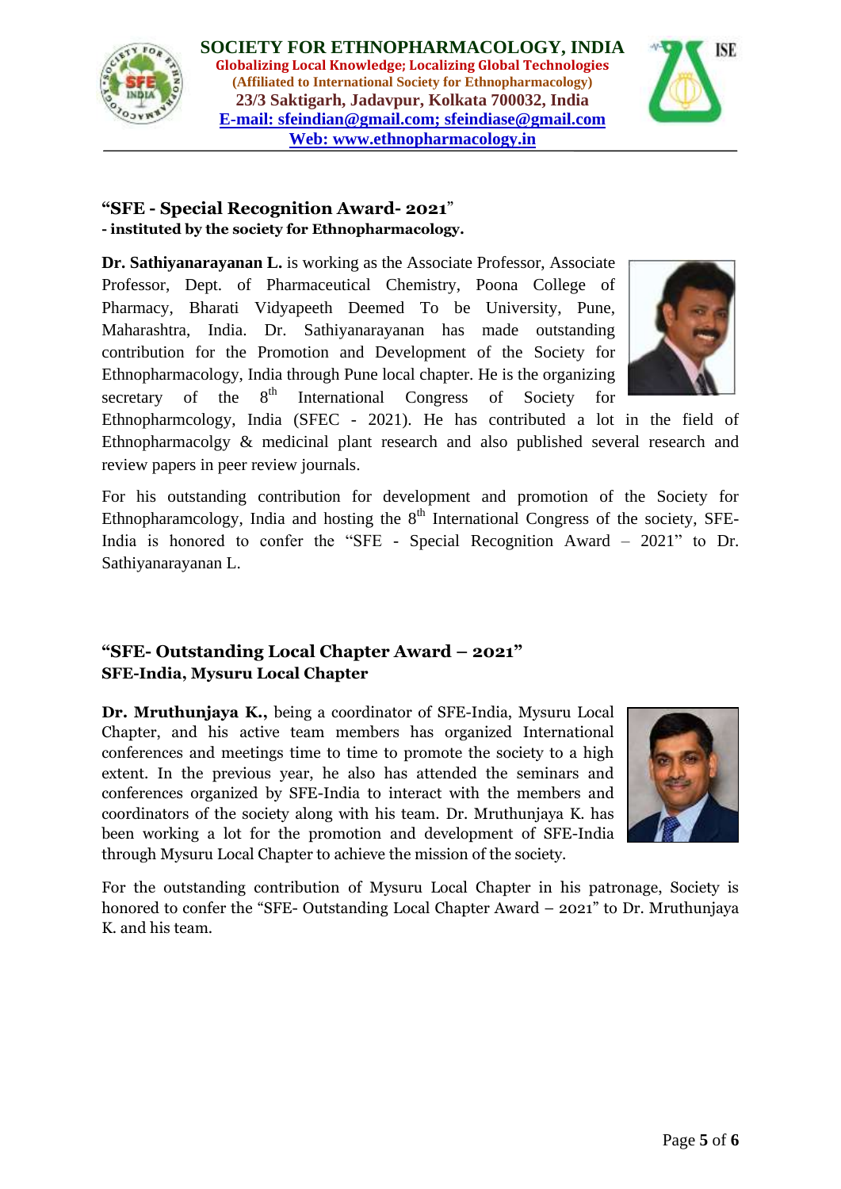**SOCIETY FOR ETHNOPHARMACOLOGY, INDIA**
**Globalizing Local Knowledge; Localizing Global Technologies**
**(Affiliated to International Society for Ethnopharmacology)**
**23/3 Saktigarh, Jadavpur, Kolkata 700032, India**
**E-mail: sfeindian@gmail.com; sfeindiase@gmail.com**
**Web: www.ethnopharmacology.in**

---

### "SFE - Special Recognition Award- 2021"
**- instituted by the society for Ethnopharmacology.**

**Dr. Sathiyanarayanan L.** is working as the Associate Professor, Associate Professor, Dept. of Pharmaceutical Chemistry, Poona College of Pharmacy, Bharati Vidyapeeth Deemed To be University, Pune, Maharashtra, India. Dr. Sathiyanarayanan has made outstanding contribution for the Promotion and Development of the Society for Ethnopharmacology, India through Pune local chapter. He is the organizing secretary of the 8th International Congress of Society for Ethnopharmcology, India (SFEC - 2021). He has contributed a lot in the field of Ethnopharmacolgy & medicinal plant research and also published several research and review papers in peer review journals.

For his outstanding contribution for development and promotion of the Society for Ethnopharamcology, India and hosting the 8th International Congress of the society, SFE-India is honored to confer the "SFE - Special Recognition Award – 2021" to Dr. Sathiyanarayanan L.

### "SFE- Outstanding Local Chapter Award – 2021"
**SFE-India, Mysuru Local Chapter**

**Dr. Mruthunjaya K.,** being a coordinator of SFE-India, Mysuru Local Chapter, and his active team members has organized International conferences and meetings time to time to promote the society to a high extent. In the previous year, he also has attended the seminars and conferences organized by SFE-India to interact with the members and coordinators of the society along with his team. Dr. Mruthunjaya K. has been working a lot for the promotion and development of SFE-India through Mysuru Local Chapter to achieve the mission of the society.

For the outstanding contribution of Mysuru Local Chapter in his patronage, Society is honored to confer the "SFE- Outstanding Local Chapter Award – 2021" to Dr. Mruthunjaya K. and his team.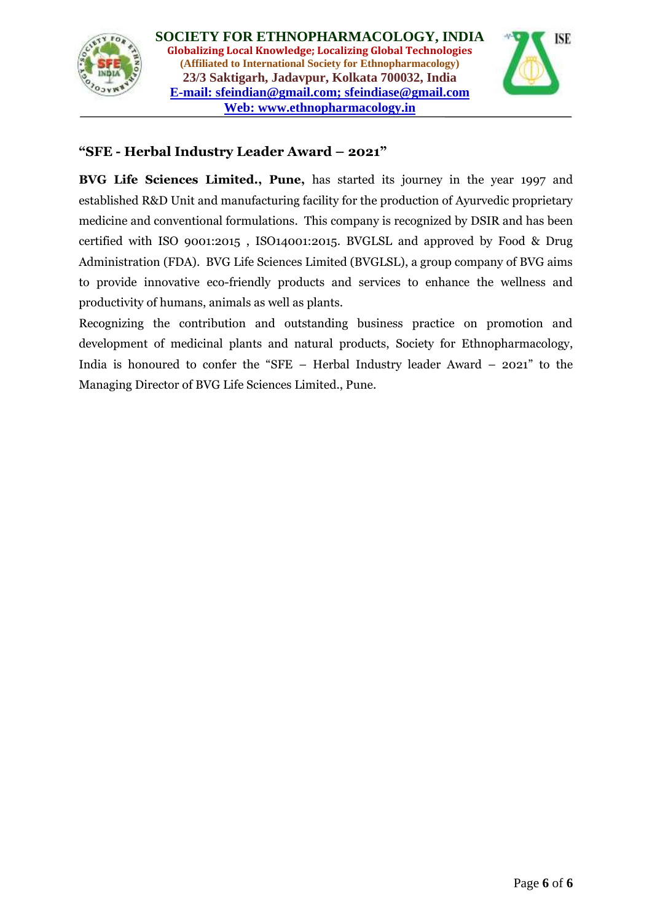**SOCIETY FOR ETHNOPHARMACOLOGY, INDIA**
**Globalizing Local Knowledge; Localizing Global Technologies**
**(Affiliated to International Society for Ethnopharmacology)**
**23/3 Saktigarh, Jadavpur, Kolkata 700032, India**
**E-mail: sfeindian@gmail.com; sfeindiase@gmail.com**
**Web: www.ethnopharmacology.in**

## "SFE - Herbal Industry Leader Award – 2021"

**BVG Life Sciences Limited., Pune,** has started its journey in the year 1997 and established R&D Unit and manufacturing facility for the production of Ayurvedic proprietary medicine and conventional formulations. This company is recognized by DSIR and has been certified with ISO 9001:2015 , ISO14001:2015. BVGLSL and approved by Food & Drug Administration (FDA). BVG Life Sciences Limited (BVGLSL), a group company of BVG aims to provide innovative eco-friendly products and services to enhance the wellness and productivity of humans, animals as well as plants.

Recognizing the contribution and outstanding business practice on promotion and development of medicinal plants and natural products, Society for Ethnopharmacology, India is honoured to confer the "SFE – Herbal Industry leader Award – 2021" to the Managing Director of BVG Life Sciences Limited., Pune.